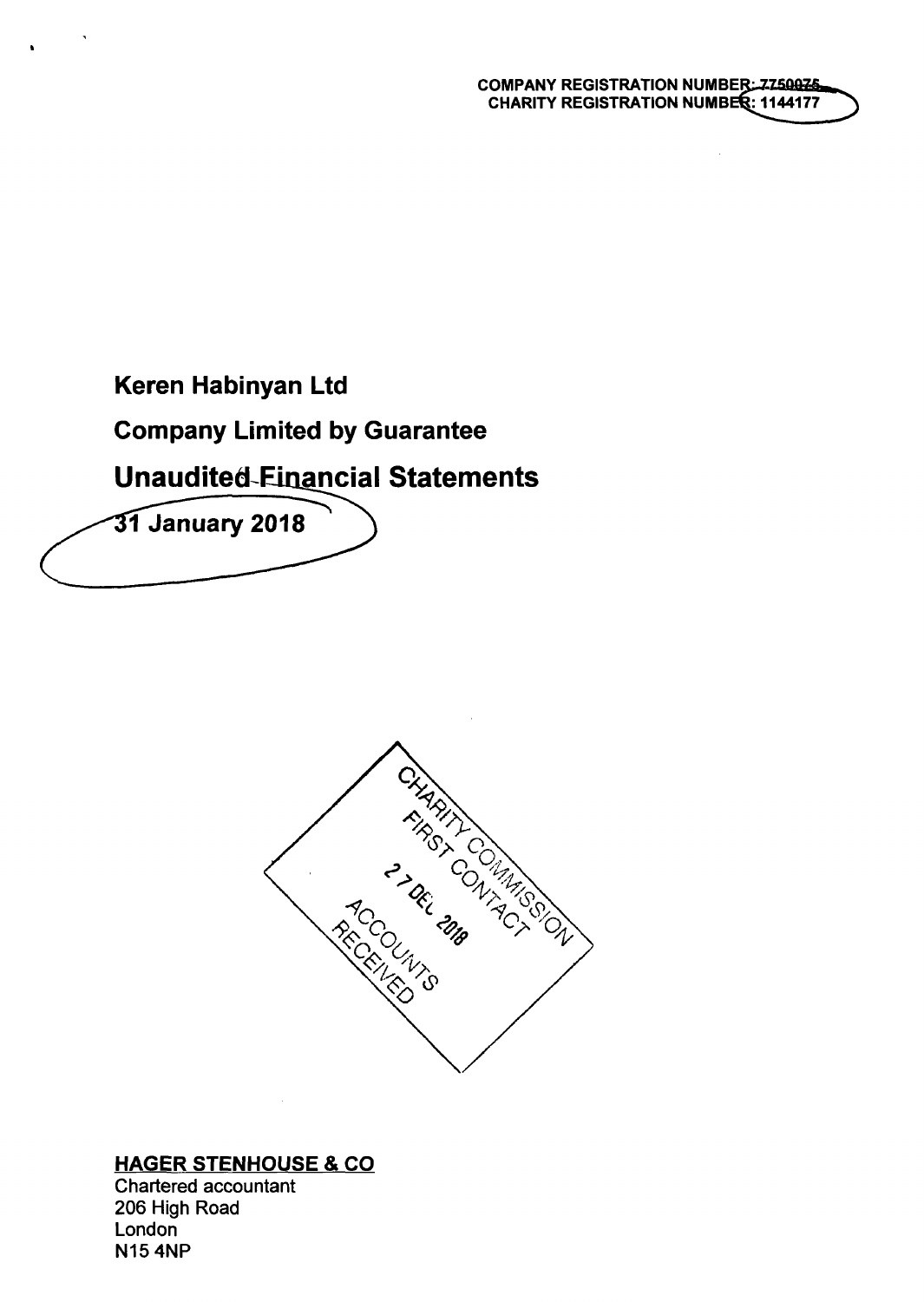COMPANY REGISTRATION NUMBER: 7750075
CHARITY REGISTRATION NUMBER: 1144177

# Keren Habinyan Ltd

## Company Limited by Guarantee

## Unaudited Financial Statements

## 31 January 2018

CHARITY COMMISSION
FIRST CONTACT
27 DEC 2018
ACCOUNTS
RECEIVED

**HAGER STENHOUSE & CO**
Chartered accountant
206 High Road
London
N15 4NP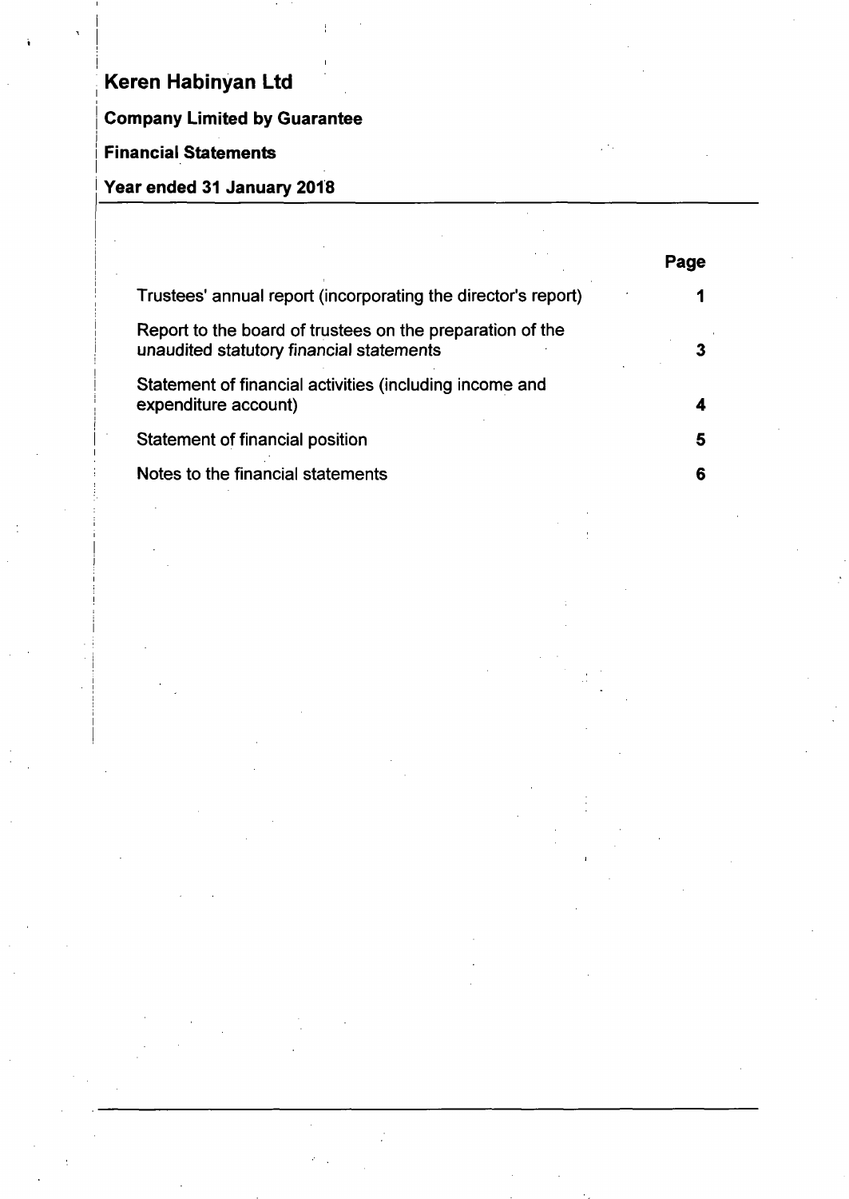# Keren Habinyan Ltd

**Company Limited by Guarantee**

**Financial Statements**

**Year ended 31 January 2018**

| | Page |
|---|---|
| Trustees' annual report (incorporating the director's report) | 1 |
| Report to the board of trustees on the preparation of the unaudited statutory financial statements | 3 |
| Statement of financial activities (including income and expenditure account) | 4 |
| Statement of financial position | 5 |
| Notes to the financial statements | 6 |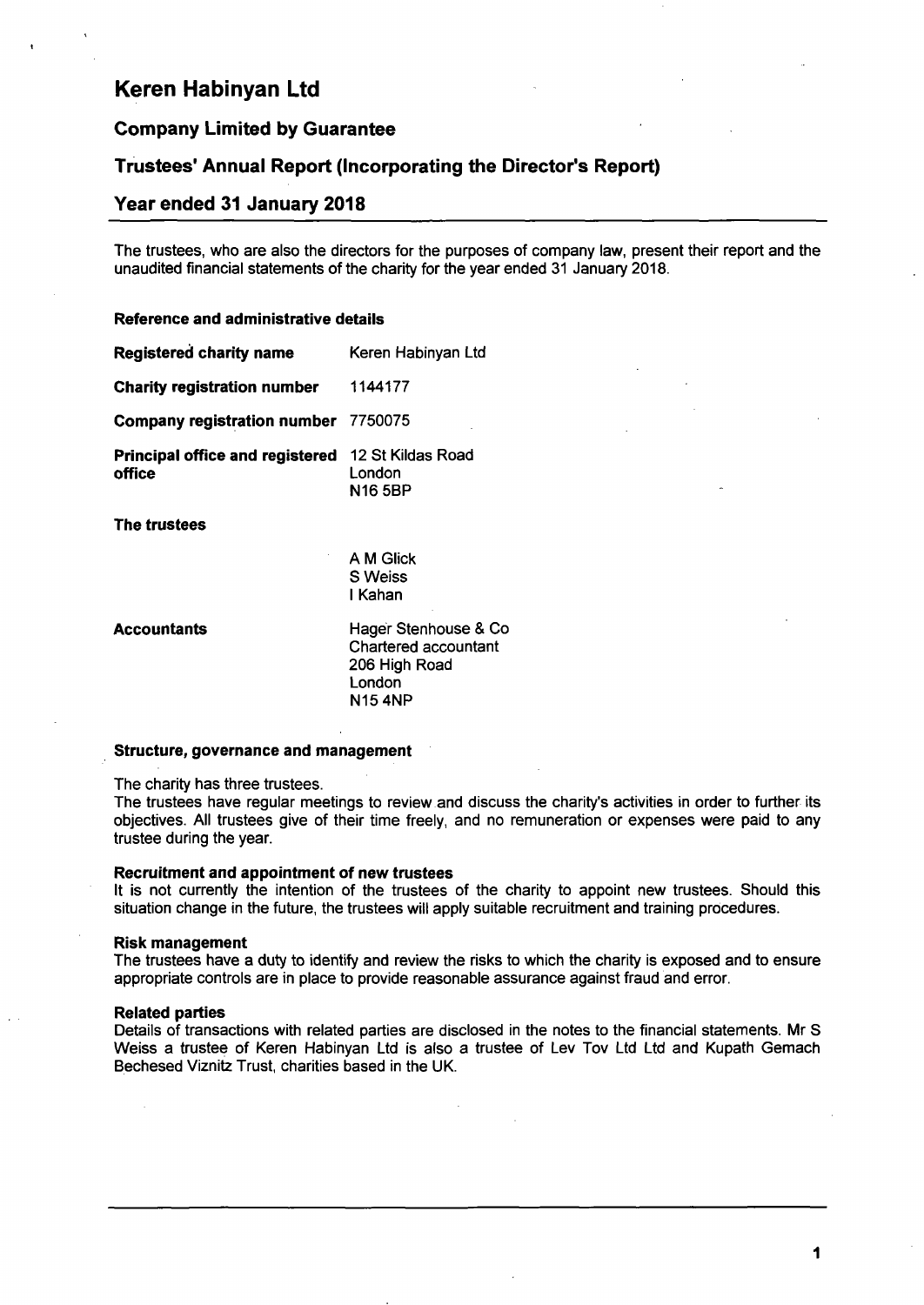# Keren Habinyan Ltd

## Company Limited by Guarantee

## Trustees' Annual Report (Incorporating the Director's Report)

## Year ended 31 January 2018

The trustees, who are also the directors for the purposes of company law, present their report and the unaudited financial statements of the charity for the year ended 31 January 2018.

### Reference and administrative details

| | |
|---|---|
| **Registered charity name** | Keren Habinyan Ltd |
| **Charity registration number** | 1144177 |
| **Company registration number** | 7750075 |
| **Principal office and registered office** | 12 St Kildas Road<br>London<br>N16 5BP |

**The trustees**

A M Glick
S Weiss
I Kahan

**Accountants**

Hager Stenhouse & Co
Chartered accountant
206 High Road
London
N15 4NP

### Structure, governance and management

The charity has three trustees.
The trustees have regular meetings to review and discuss the charity's activities in order to further its objectives. All trustees give of their time freely, and no remuneration or expenses were paid to any trustee during the year.

**Recruitment and appointment of new trustees**
It is not currently the intention of the trustees of the charity to appoint new trustees. Should this situation change in the future, the trustees will apply suitable recruitment and training procedures.

**Risk management**
The trustees have a duty to identify and review the risks to which the charity is exposed and to ensure appropriate controls are in place to provide reasonable assurance against fraud and error.

**Related parties**
Details of transactions with related parties are disclosed in the notes to the financial statements. Mr S Weiss a trustee of Keren Habinyan Ltd is also a trustee of Lev Tov Ltd Ltd and Kupath Gemach Bechesed Viznitz Trust, charities based in the UK.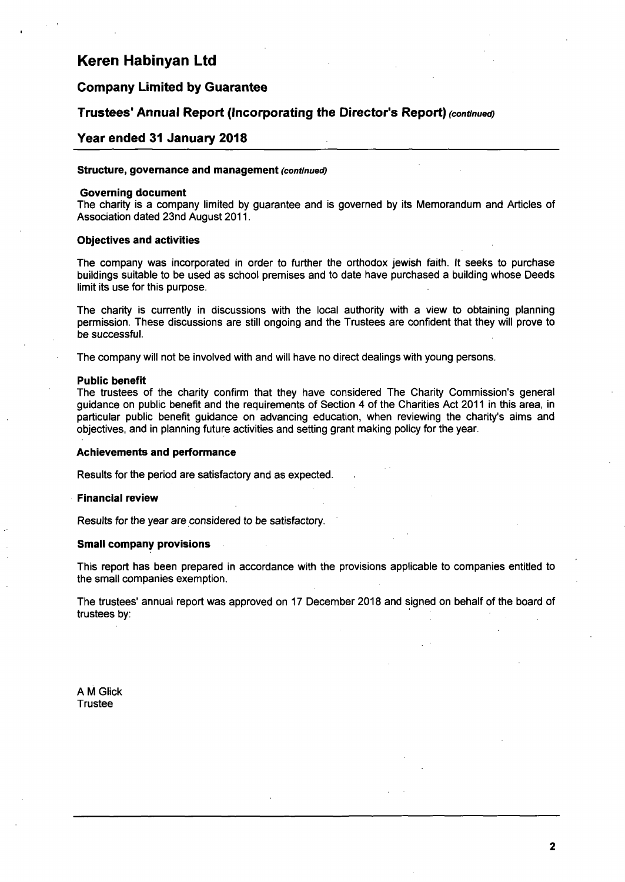# Keren Habinyan Ltd

## Company Limited by Guarantee

## Trustees' Annual Report (Incorporating the Director's Report) *(continued)*

## Year ended 31 January 2018

### Structure, governance and management *(continued)*

**Governing document**
The charity is a company limited by guarantee and is governed by its Memorandum and Articles of Association dated 23nd August 2011.

**Objectives and activities**

The company was incorporated in order to further the orthodox jewish faith. It seeks to purchase buildings suitable to be used as school premises and to date have purchased a building whose Deeds limit its use for this purpose.

The charity is currently in discussions with the local authority with a view to obtaining planning permission. These discussions are still ongoing and the Trustees are confident that they will prove to be successful.

The company will not be involved with and will have no direct dealings with young persons.

**Public benefit**
The trustees of the charity confirm that they have considered The Charity Commission's general guidance on public benefit and the requirements of Section 4 of the Charities Act 2011 in this area, in particular public benefit guidance on advancing education, when reviewing the charity's aims and objectives, and in planning future activities and setting grant making policy for the year.

**Achievements and performance**

Results for the period are satisfactory and as expected.

**Financial review**

Results for the year are considered to be satisfactory.

**Small company provisions**

This report has been prepared in accordance with the provisions applicable to companies entitled to the small companies exemption.

The trustees' annual report was approved on 17 December 2018 and signed on behalf of the board of trustees by:

A M Glick
Trustee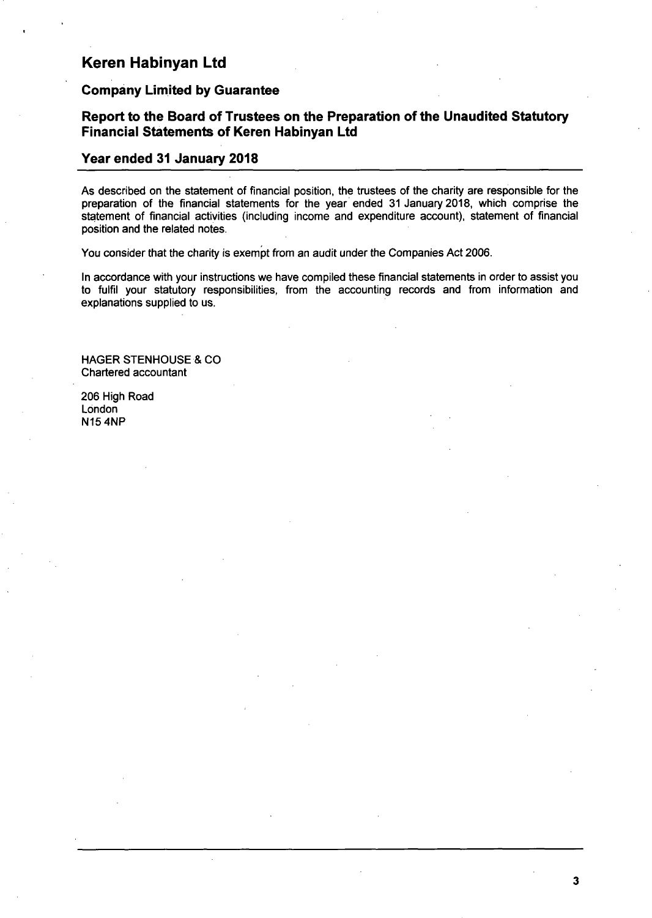# Keren Habinyan Ltd

## Company Limited by Guarantee

## Report to the Board of Trustees on the Preparation of the Unaudited Statutory Financial Statements of Keren Habinyan Ltd

## Year ended 31 January 2018

As described on the statement of financial position, the trustees of the charity are responsible for the preparation of the financial statements for the year ended 31 January 2018, which comprise the statement of financial activities (including income and expenditure account), statement of financial position and the related notes.

You consider that the charity is exempt from an audit under the Companies Act 2006.

In accordance with your instructions we have compiled these financial statements in order to assist you to fulfil your statutory responsibilities, from the accounting records and from information and explanations supplied to us.

HAGER STENHOUSE & CO
Chartered accountant

206 High Road
London
N15 4NP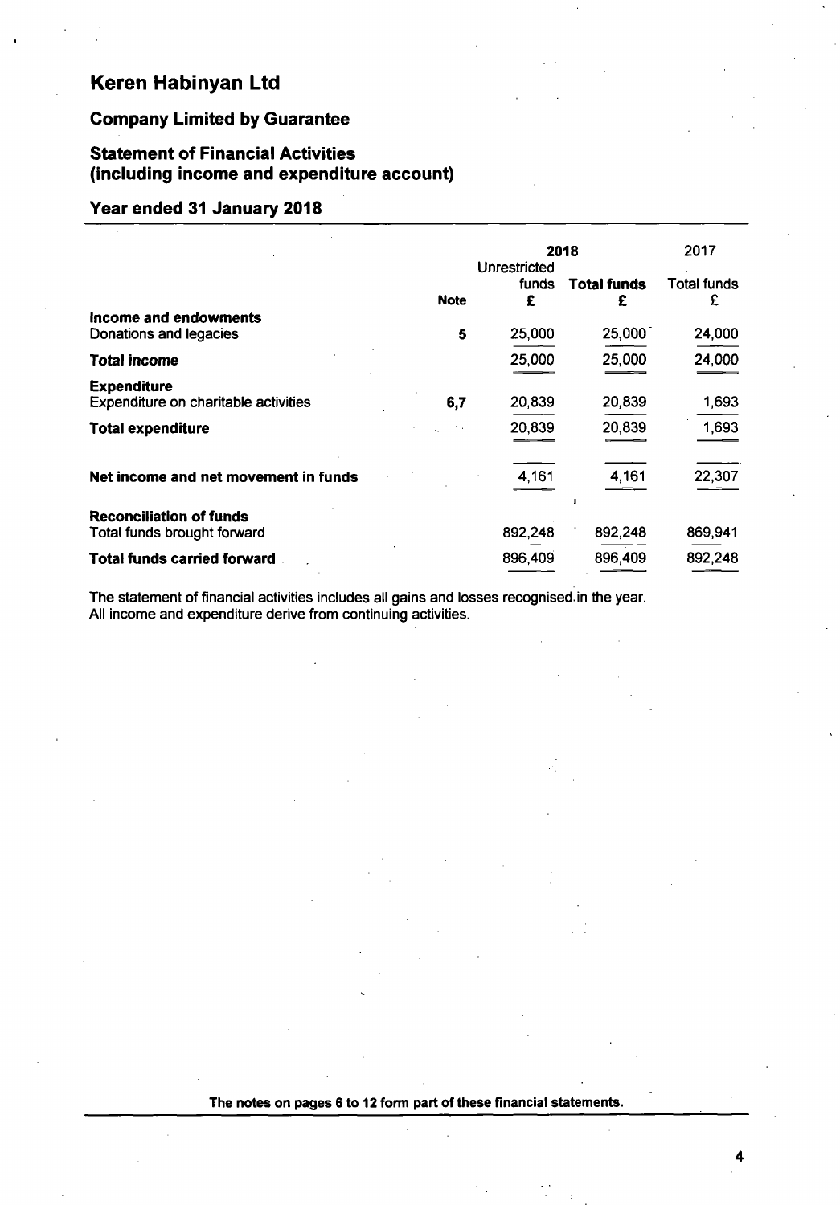# Keren Habinyan Ltd

## Company Limited by Guarantee

## Statement of Financial Activities (including income and expenditure account)

## Year ended 31 January 2018

| | Note | 2018 Unrestricted funds £ | 2018 Total funds £ | 2017 Total funds £ |
|---|---|---|---|---|
| **Income and endowments** | | | | |
| Donations and legacies | 5 | 25,000 | 25,000 | 24,000 |
| **Total income** | | 25,000 | 25,000 | 24,000 |
| **Expenditure** | | | | |
| Expenditure on charitable activities | 6,7 | 20,839 | 20,839 | 1,693 |
| **Total expenditure** | | 20,839 | 20,839 | 1,693 |
| **Net income and net movement in funds** | | 4,161 | 4,161 | 22,307 |
| **Reconciliation of funds** | | | | |
| Total funds brought forward | | 892,248 | 892,248 | 869,941 |
| **Total funds carried forward** | | 896,409 | 896,409 | 892,248 |

The statement of financial activities includes all gains and losses recognised in the year.
All income and expenditure derive from continuing activities.

**The notes on pages 6 to 12 form part of these financial statements.**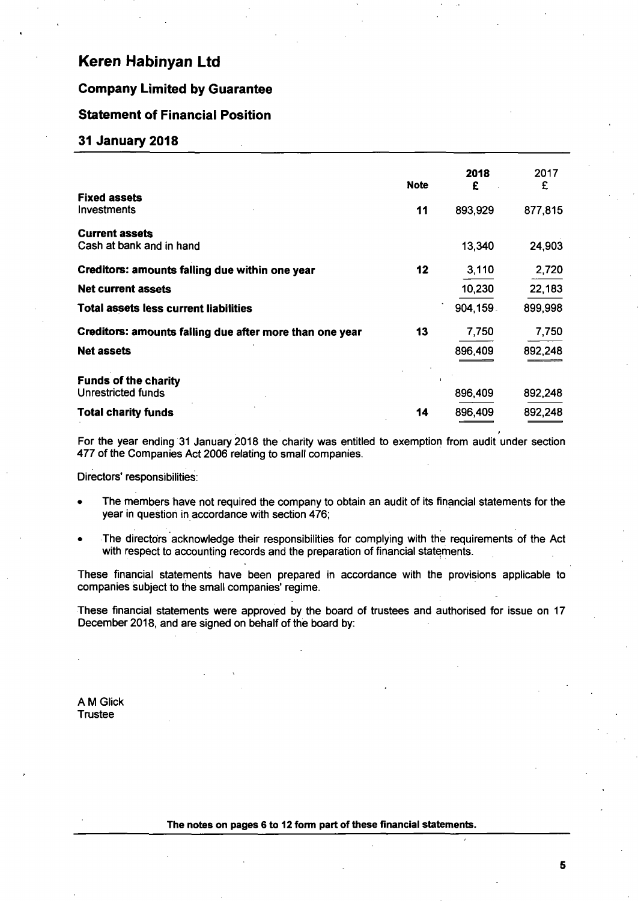# Keren Habinyan Ltd

## Company Limited by Guarantee

## Statement of Financial Position

## 31 January 2018

| | Note | 2018 £ | 2017 £ |
|---|---|---|---|
| **Fixed assets** | | | |
| Investments | 11 | 893,929 | 877,815 |
| **Current assets** | | | |
| Cash at bank and in hand | | 13,340 | 24,903 |
| **Creditors: amounts falling due within one year** | 12 | 3,110 | 2,720 |
| **Net current assets** | | 10,230 | 22,183 |
| **Total assets less current liabilities** | | 904,159 | 899,998 |
| **Creditors: amounts falling due after more than one year** | 13 | 7,750 | 7,750 |
| **Net assets** | | 896,409 | 892,248 |
| **Funds of the charity** | | | |
| Unrestricted funds | | 896,409 | 892,248 |
| **Total charity funds** | 14 | 896,409 | 892,248 |

For the year ending 31 January 2018 the charity was entitled to exemption from audit under section 477 of the Companies Act 2006 relating to small companies.

Directors' responsibilities:

- The members have not required the company to obtain an audit of its financial statements for the year in question in accordance with section 476;
- The directors acknowledge their responsibilities for complying with the requirements of the Act with respect to accounting records and the preparation of financial statements.

These financial statements have been prepared in accordance with the provisions applicable to companies subject to the small companies' regime.

These financial statements were approved by the board of trustees and authorised for issue on 17 December 2018, and are signed on behalf of the board by:

A M Glick
Trustee

**The notes on pages 6 to 12 form part of these financial statements.**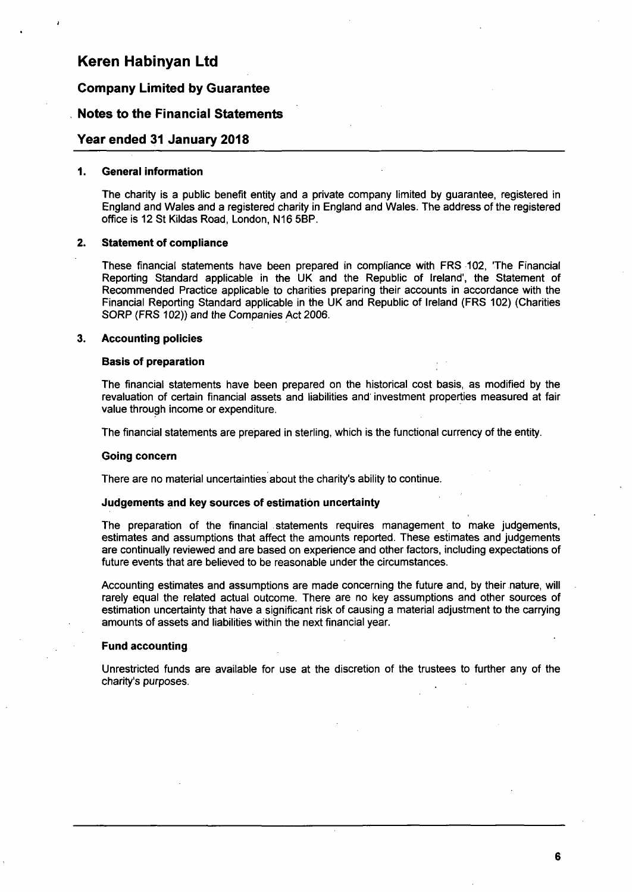# Keren Habinyan Ltd

## Company Limited by Guarantee

## Notes to the Financial Statements

## Year ended 31 January 2018

### 1. General information

The charity is a public benefit entity and a private company limited by guarantee, registered in England and Wales and a registered charity in England and Wales. The address of the registered office is 12 St Kildas Road, London, N16 5BP.

### 2. Statement of compliance

These financial statements have been prepared in compliance with FRS 102, 'The Financial Reporting Standard applicable in the UK and the Republic of Ireland', the Statement of Recommended Practice applicable to charities preparing their accounts in accordance with the Financial Reporting Standard applicable in the UK and Republic of Ireland (FRS 102) (Charities SORP (FRS 102)) and the Companies Act 2006.

### 3. Accounting policies

**Basis of preparation**

The financial statements have been prepared on the historical cost basis, as modified by the revaluation of certain financial assets and liabilities and investment properties measured at fair value through income or expenditure.

The financial statements are prepared in sterling, which is the functional currency of the entity.

**Going concern**

There are no material uncertainties about the charity's ability to continue.

**Judgements and key sources of estimation uncertainty**

The preparation of the financial statements requires management to make judgements, estimates and assumptions that affect the amounts reported. These estimates and judgements are continually reviewed and are based on experience and other factors, including expectations of future events that are believed to be reasonable under the circumstances.

Accounting estimates and assumptions are made concerning the future and, by their nature, will rarely equal the related actual outcome. There are no key assumptions and other sources of estimation uncertainty that have a significant risk of causing a material adjustment to the carrying amounts of assets and liabilities within the next financial year.

**Fund accounting**

Unrestricted funds are available for use at the discretion of the trustees to further any of the charity's purposes.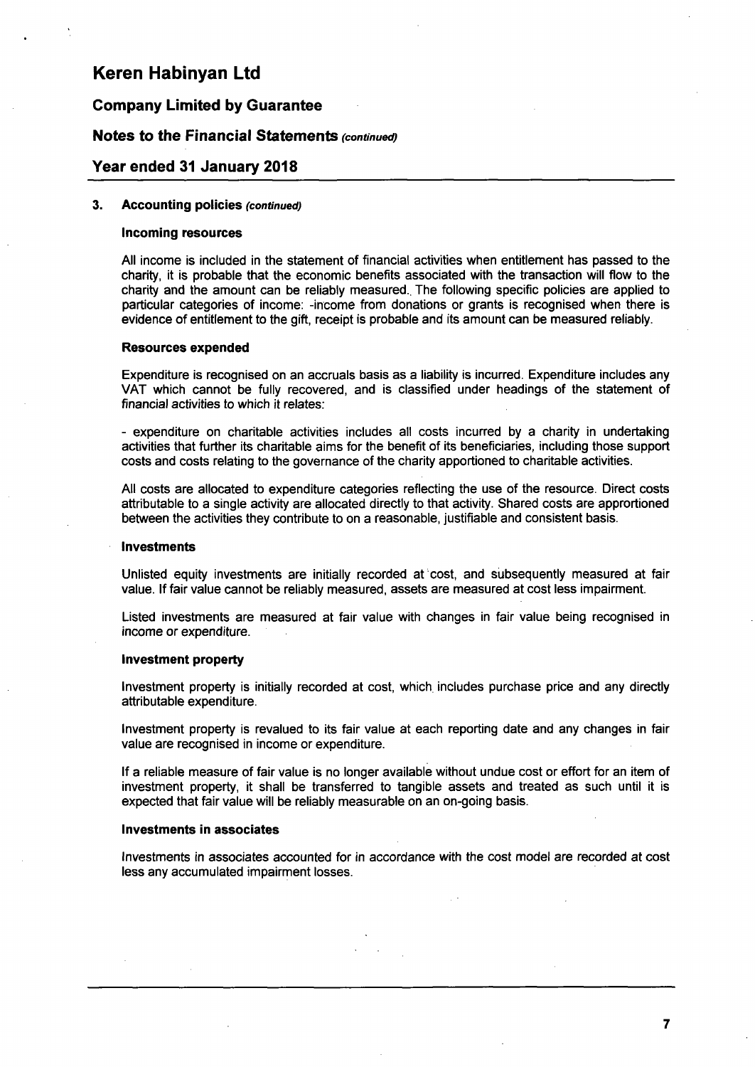# Keren Habinyan Ltd

## Company Limited by Guarantee

## Notes to the Financial Statements *(continued)*

## Year ended 31 January 2018

### 3. Accounting policies *(continued)*

#### Incoming resources

All income is included in the statement of financial activities when entitlement has passed to the charity, it is probable that the economic benefits associated with the transaction will flow to the charity and the amount can be reliably measured. The following specific policies are applied to particular categories of income: -income from donations or grants is recognised when there is evidence of entitlement to the gift, receipt is probable and its amount can be measured reliably.

#### Resources expended

Expenditure is recognised on an accruals basis as a liability is incurred. Expenditure includes any VAT which cannot be fully recovered, and is classified under headings of the statement of financial activities to which it relates:

- expenditure on charitable activities includes all costs incurred by a charity in undertaking activities that further its charitable aims for the benefit of its beneficiaries, including those support costs and costs relating to the governance of the charity apportioned to charitable activities.

All costs are allocated to expenditure categories reflecting the use of the resource. Direct costs attributable to a single activity are allocated directly to that activity. Shared costs are apportioned between the activities they contribute to on a reasonable, justifiable and consistent basis.

#### Investments

Unlisted equity investments are initially recorded at cost, and subsequently measured at fair value. If fair value cannot be reliably measured, assets are measured at cost less impairment.

Listed investments are measured at fair value with changes in fair value being recognised in income or expenditure.

#### Investment property

Investment property is initially recorded at cost, which includes purchase price and any directly attributable expenditure.

Investment property is revalued to its fair value at each reporting date and any changes in fair value are recognised in income or expenditure.

If a reliable measure of fair value is no longer available without undue cost or effort for an item of investment property, it shall be transferred to tangible assets and treated as such until it is expected that fair value will be reliably measurable on an on-going basis.

#### Investments in associates

Investments in associates accounted for in accordance with the cost model are recorded at cost less any accumulated impairment losses.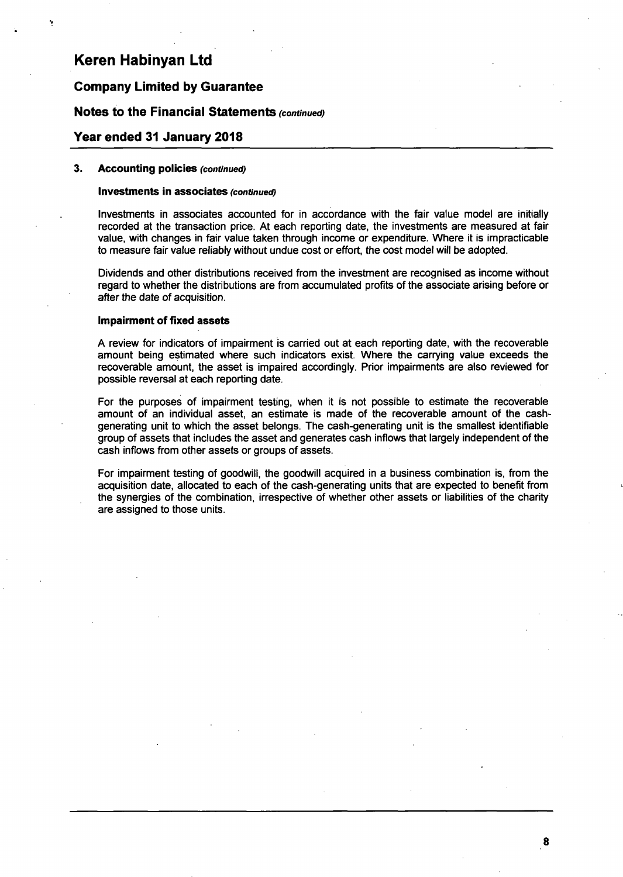### 3. Accounting policies *(continued)*

#### Investments in associates *(continued)*

Investments in associates accounted for in accordance with the fair value model are initially recorded at the transaction price. At each reporting date, the investments are measured at fair value, with changes in fair value taken through income or expenditure. Where it is impracticable to measure fair value reliably without undue cost or effort, the cost model will be adopted.

Dividends and other distributions received from the investment are recognised as income without regard to whether the distributions are from accumulated profits of the associate arising before or after the date of acquisition.

#### Impairment of fixed assets

A review for indicators of impairment is carried out at each reporting date, with the recoverable amount being estimated where such indicators exist. Where the carrying value exceeds the recoverable amount, the asset is impaired accordingly. Prior impairments are also reviewed for possible reversal at each reporting date.

For the purposes of impairment testing, when it is not possible to estimate the recoverable amount of an individual asset, an estimate is made of the recoverable amount of the cash-generating unit to which the asset belongs. The cash-generating unit is the smallest identifiable group of assets that includes the asset and generates cash inflows that largely independent of the cash inflows from other assets or groups of assets.

For impairment testing of goodwill, the goodwill acquired in a business combination is, from the acquisition date, allocated to each of the cash-generating units that are expected to benefit from the synergies of the combination, irrespective of whether other assets or liabilities of the charity are assigned to those units.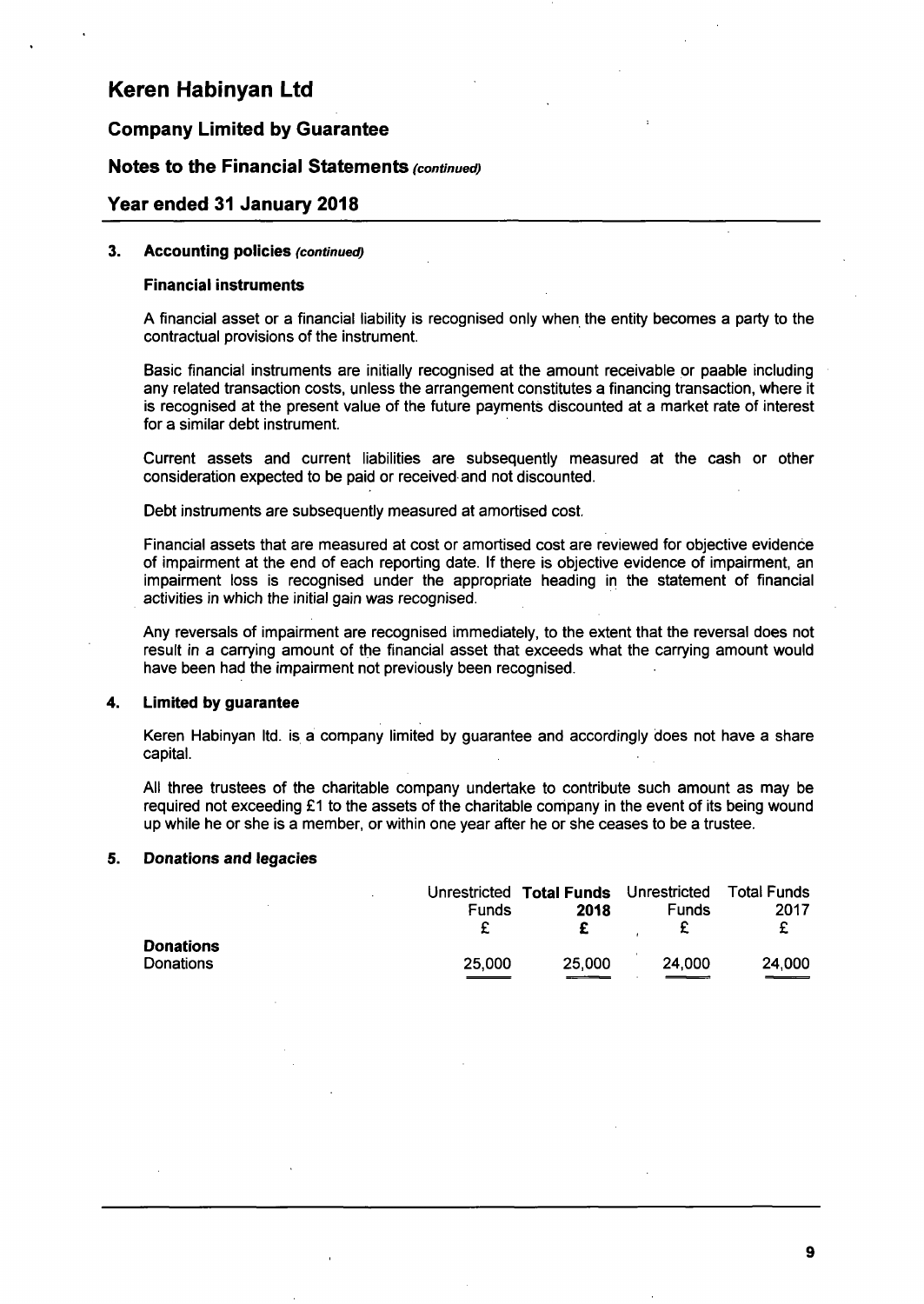# Keren Habinyan Ltd

## Company Limited by Guarantee

## Notes to the Financial Statements *(continued)*

## Year ended 31 January 2018

### 3. Accounting policies *(continued)*

#### Financial instruments

A financial asset or a financial liability is recognised only when the entity becomes a party to the contractual provisions of the instrument.

Basic financial instruments are initially recognised at the amount receivable or paable including any related transaction costs, unless the arrangement constitutes a financing transaction, where it is recognised at the present value of the future payments discounted at a market rate of interest for a similar debt instrument.

Current assets and current liabilities are subsequently measured at the cash or other consideration expected to be paid or received and not discounted.

Debt instruments are subsequently measured at amortised cost.

Financial assets that are measured at cost or amortised cost are reviewed for objective evidence of impairment at the end of each reporting date. If there is objective evidence of impairment, an impairment loss is recognised under the appropriate heading in the statement of financial activities in which the initial gain was recognised.

Any reversals of impairment are recognised immediately, to the extent that the reversal does not result in a carrying amount of the financial asset that exceeds what the carrying amount would have been had the impairment not previously been recognised.

### 4. Limited by guarantee

Keren Habinyan ltd. is a company limited by guarantee and accordingly does not have a share capital.

All three trustees of the charitable company undertake to contribute such amount as may be required not exceeding £1 to the assets of the charitable company in the event of its being wound up while he or she is a member, or within one year after he or she ceases to be a trustee.

### 5. Donations and legacies

| | Unrestricted Funds | **Total Funds 2018** | Unrestricted Funds | Total Funds 2017 |
|---|---|---|---|---|
| | £ | **£** | £ | £ |
| **Donations** | | | | |
| Donations | 25,000 | 25,000 | 24,000 | 24,000 |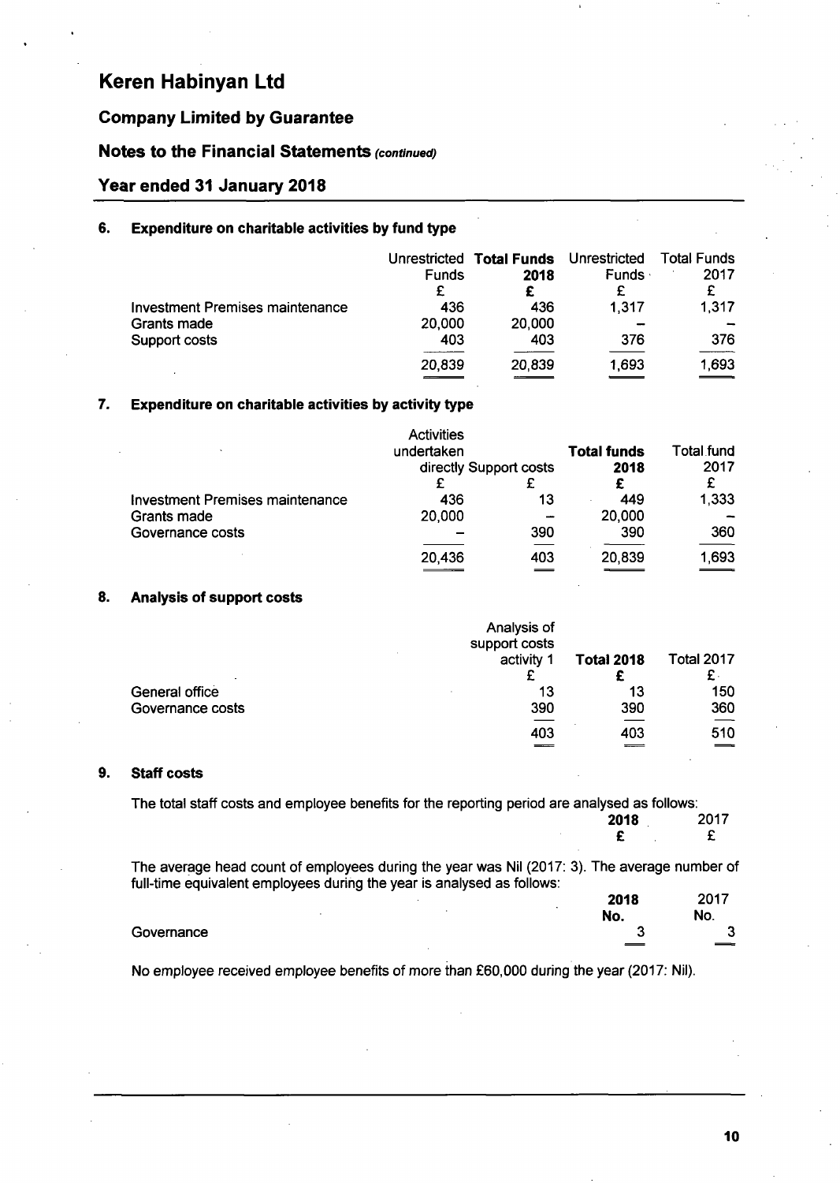# Keren Habinyan Ltd

## Company Limited by Guarantee

## Notes to the Financial Statements *(continued)*

## Year ended 31 January 2018

### 6. Expenditure on charitable activities by fund type

| | Unrestricted Funds | **Total Funds 2018** | Unrestricted Funds | Total Funds 2017 |
|---|---|---|---|---|
| | £ | **£** | £ | £ |
| Investment Premises maintenance | 436 | 436 | 1,317 | 1,317 |
| Grants made | 20,000 | 20,000 | – | – |
| Support costs | 403 | 403 | 376 | 376 |
| | 20,839 | 20,839 | 1,693 | 1,693 |

### 7. Expenditure on charitable activities by activity type

| | Activities undertaken directly | Support costs | **Total funds 2018** | Total fund 2017 |
|---|---|---|---|---|
| | £ | £ | **£** | £ |
| Investment Premises maintenance | 436 | 13 | 449 | 1,333 |
| Grants made | 20,000 | – | 20,000 | – |
| Governance costs | – | 390 | 390 | 360 |
| | 20,436 | 403 | 20,839 | 1,693 |

### 8. Analysis of support costs

| | Analysis of support costs activity 1 | **Total 2018** | Total 2017 |
|---|---|---|---|
| | £ | **£** | £ |
| General office | 13 | 13 | 150 |
| Governance costs | 390 | 390 | 360 |
| | 403 | 403 | 510 |

### 9. Staff costs

The total staff costs and employee benefits for the reporting period are analysed as follows:

| | **2018** | 2017 |
|---|---|---|
| | **£** | £ |

The average head count of employees during the year was Nil (2017: 3). The average number of full-time equivalent employees during the year is analysed as follows:

| | **2018** | 2017 |
|---|---|---|
| | **No.** | No. |
| Governance | 3 | 3 |

No employee received employee benefits of more than £60,000 during the year (2017: Nil).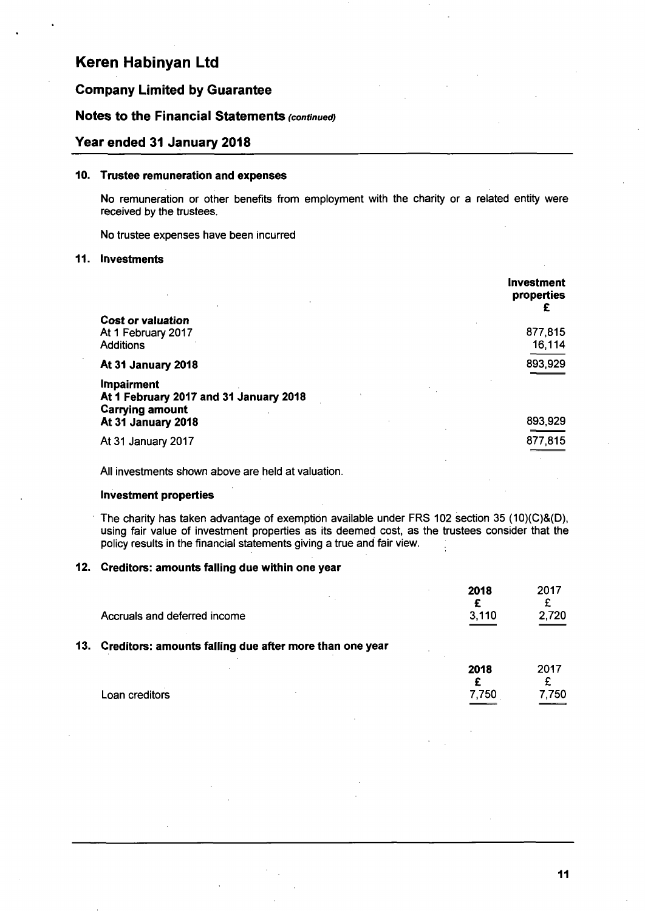# Keren Habinyan Ltd

## Company Limited by Guarantee

## Notes to the Financial Statements *(continued)*

## Year ended 31 January 2018

### 10. Trustee remuneration and expenses

No remuneration or other benefits from employment with the charity or a related entity were received by the trustees.

No trustee expenses have been incurred

### 11. Investments

| | Investment properties £ |
|---|---|
| **Cost or valuation** | |
| At 1 February 2017 | 877,815 |
| Additions | 16,114 |
| **At 31 January 2018** | 893,929 |
| **Impairment** | |
| **At 1 February 2017 and 31 January 2018** | |
| **Carrying amount** | |
| **At 31 January 2018** | 893,929 |
| At 31 January 2017 | 877,815 |

All investments shown above are held at valuation.

**Investment properties**

The charity has taken advantage of exemption available under FRS 102 section 35 (10)(C)&(D), using fair value of investment properties as its deemed cost, as the trustees consider that the policy results in the financial statements giving a true and fair view.

### 12. Creditors: amounts falling due within one year

| | 2018 £ | 2017 £ |
|---|---|---|
| Accruals and deferred income | 3,110 | 2,720 |

### 13. Creditors: amounts falling due after more than one year

| | 2018 £ | 2017 £ |
|---|---|---|
| Loan creditors | 7,750 | 7,750 |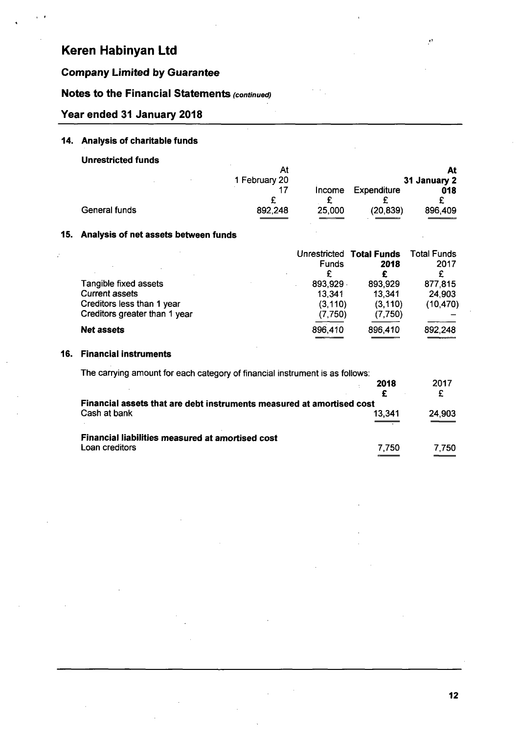# Keren Habinyan Ltd

## Company Limited by Guarantee

## Notes to the Financial Statements *(continued)*

## Year ended 31 January 2018

### 14. Analysis of charitable funds

**Unrestricted funds**

| | At 1 February 2017 | Income | Expenditure | At 31 January 2018 |
|---|---|---|---|---|
| | £ | £ | £ | £ |
| General funds | 892,248 | 25,000 | (20,839) | 896,409 |

### 15. Analysis of net assets between funds

| | Unrestricted Funds | Total Funds 2018 | Total Funds 2017 |
|---|---|---|---|
| | £ | £ | £ |
| Tangible fixed assets | 893,929 | 893,929 | 877,815 |
| Current assets | 13,341 | 13,341 | 24,903 |
| Creditors less than 1 year | (3,110) | (3,110) | (10,470) |
| Creditors greater than 1 year | (7,750) | (7,750) | – |
| **Net assets** | 896,410 | 896,410 | 892,248 |

### 16. Financial instruments

The carrying amount for each category of financial instrument is as follows:

| | 2018 | 2017 |
|---|---|---|
| | £ | £ |
| **Financial assets that are debt instruments measured at amortised cost** | | |
| Cash at bank | 13,341 | 24,903 |
| **Financial liabilities measured at amortised cost** | | |
| Loan creditors | 7,750 | 7,750 |